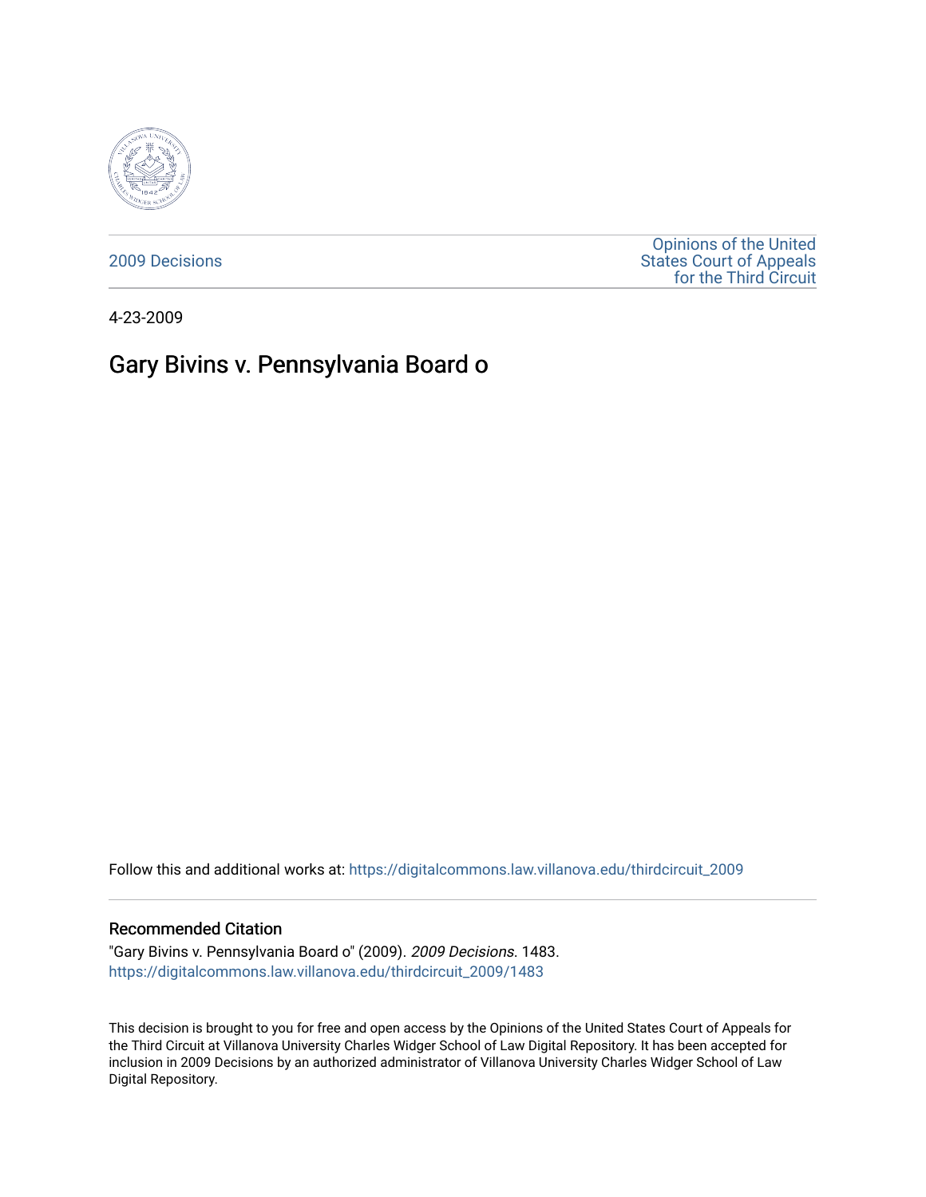2009 Decisions

Opinions of the United States Court of Appeals for the Third Circuit

4-23-2009

# Gary Bivins v. Pennsylvania Board o

Follow this and additional works at: https://digitalcommons.law.villanova.edu/thirdcircuit_2009

## Recommended Citation

"Gary Bivins v. Pennsylvania Board o" (2009). *2009 Decisions*. 1483.
https://digitalcommons.law.villanova.edu/thirdcircuit_2009/1483

This decision is brought to you for free and open access by the Opinions of the United States Court of Appeals for the Third Circuit at Villanova University Charles Widger School of Law Digital Repository. It has been accepted for inclusion in 2009 Decisions by an authorized administrator of Villanova University Charles Widger School of Law Digital Repository.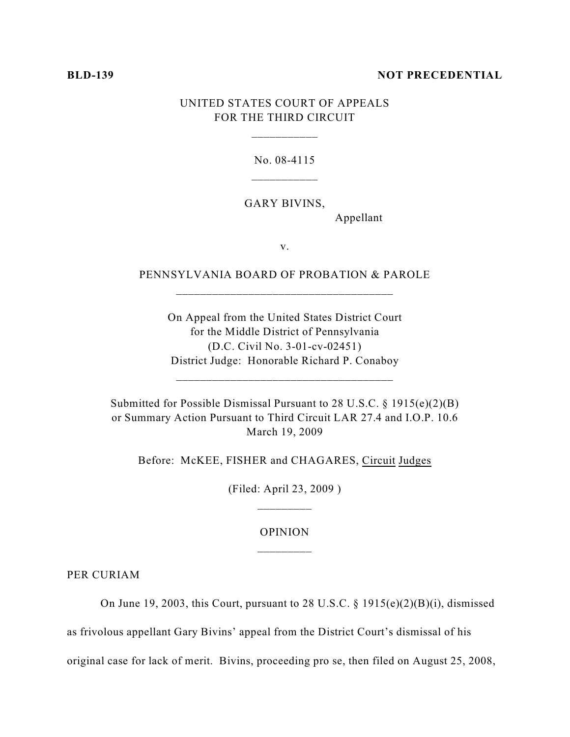**BLD-139** **NOT PRECEDENTIAL**

UNITED STATES COURT OF APPEALS
FOR THE THIRD CIRCUIT

No. 08-4115

GARY BIVINS,
Appellant

v.

PENNSYLVANIA BOARD OF PROBATION & PAROLE

On Appeal from the United States District Court
for the Middle District of Pennsylvania
(D.C. Civil No. 3-01-cv-02451)
District Judge: Honorable Richard P. Conaboy

Submitted for Possible Dismissal Pursuant to 28 U.S.C. § 1915(e)(2)(B)
or Summary Action Pursuant to Third Circuit LAR 27.4 and I.O.P. 10.6
March 19, 2009

Before: McKEE, FISHER and CHAGARES, Circuit Judges

(Filed: April 23, 2009 )

OPINION

PER CURIAM

On June 19, 2003, this Court, pursuant to 28 U.S.C. § 1915(e)(2)(B)(i), dismissed as frivolous appellant Gary Bivins' appeal from the District Court's dismissal of his original case for lack of merit. Bivins, proceeding pro se, then filed on August 25, 2008,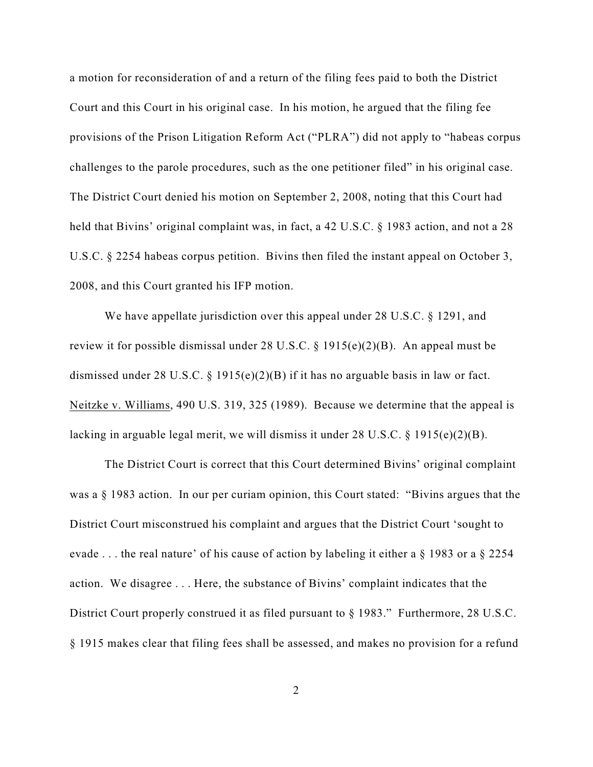a motion for reconsideration of and a return of the filing fees paid to both the District Court and this Court in his original case. In his motion, he argued that the filing fee provisions of the Prison Litigation Reform Act ("PLRA") did not apply to "habeas corpus challenges to the parole procedures, such as the one petitioner filed" in his original case. The District Court denied his motion on September 2, 2008, noting that this Court had held that Bivins' original complaint was, in fact, a 42 U.S.C. § 1983 action, and not a 28 U.S.C. § 2254 habeas corpus petition. Bivins then filed the instant appeal on October 3, 2008, and this Court granted his IFP motion.

We have appellate jurisdiction over this appeal under 28 U.S.C. § 1291, and review it for possible dismissal under 28 U.S.C. § 1915(e)(2)(B). An appeal must be dismissed under 28 U.S.C. § 1915(e)(2)(B) if it has no arguable basis in law or fact. Neitzke v. Williams, 490 U.S. 319, 325 (1989). Because we determine that the appeal is lacking in arguable legal merit, we will dismiss it under 28 U.S.C. § 1915(e)(2)(B).

The District Court is correct that this Court determined Bivins' original complaint was a § 1983 action. In our per curiam opinion, this Court stated: "Bivins argues that the District Court misconstrued his complaint and argues that the District Court 'sought to evade . . . the real nature' of his cause of action by labeling it either a § 1983 or a § 2254 action. We disagree . . . Here, the substance of Bivins' complaint indicates that the District Court properly construed it as filed pursuant to § 1983." Furthermore, 28 U.S.C. § 1915 makes clear that filing fees shall be assessed, and makes no provision for a refund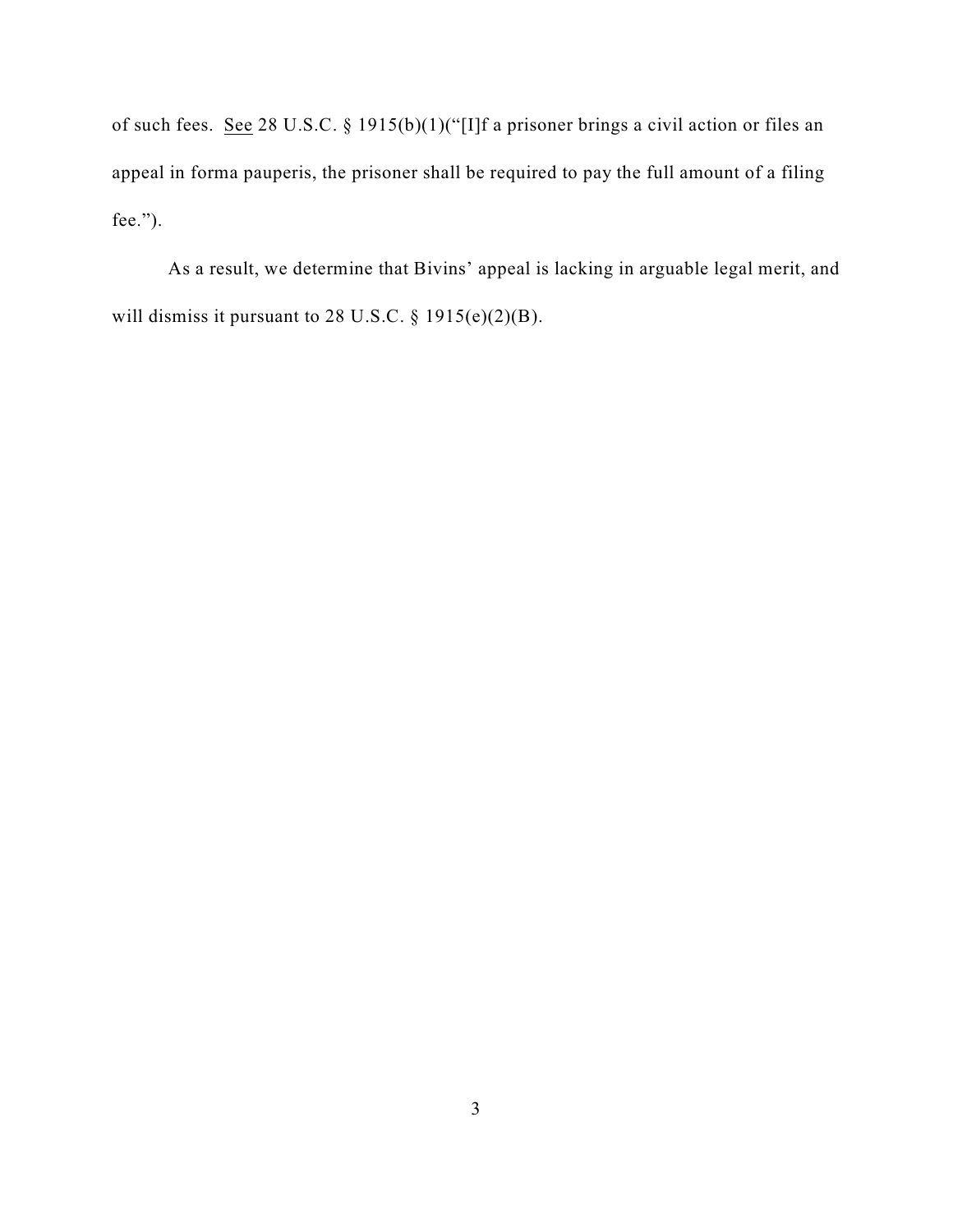of such fees. See 28 U.S.C. § 1915(b)(1)("[I]f a prisoner brings a civil action or files an appeal in forma pauperis, the prisoner shall be required to pay the full amount of a filing fee.").

As a result, we determine that Bivins' appeal is lacking in arguable legal merit, and will dismiss it pursuant to 28 U.S.C. § 1915(e)(2)(B).